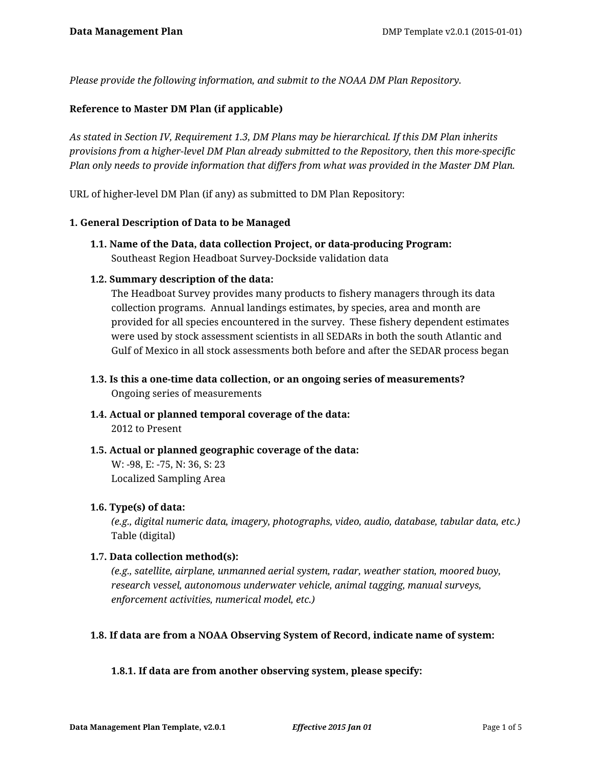*Please provide the following information, and submit to the NOAA DM Plan Repository.*

**Reference to Master DM Plan (if applicable)**

*As stated in Section IV, Requirement 1.3, DM Plans may be hierarchical. If this DM Plan inherits provisions from a higher-level DM Plan already submitted to the Repository, then this more-specific Plan only needs to provide information that differs from what was provided in the Master DM Plan.*

URL of higher-level DM Plan (if any) as submitted to DM Plan Repository:

### 1. General Description of Data to be Managed

**1.1. Name of the Data, data collection Project, or data-producing Program:**
Southeast Region Headboat Survey-Dockside validation data

**1.2. Summary description of the data:**
The Headboat Survey provides many products to fishery managers through its data collection programs. Annual landings estimates, by species, area and month are provided for all species encountered in the survey. These fishery dependent estimates were used by stock assessment scientists in all SEDARs in both the south Atlantic and Gulf of Mexico in all stock assessments both before and after the SEDAR process began

**1.3. Is this a one-time data collection, or an ongoing series of measurements?**
Ongoing series of measurements

**1.4. Actual or planned temporal coverage of the data:**
2012 to Present

**1.5. Actual or planned geographic coverage of the data:**
W: -98, E: -75, N: 36, S: 23
Localized Sampling Area

**1.6. Type(s) of data:**
*(e.g., digital numeric data, imagery, photographs, video, audio, database, tabular data, etc.)*
Table (digital)

**1.7. Data collection method(s):**
*(e.g., satellite, airplane, unmanned aerial system, radar, weather station, moored buoy, research vessel, autonomous underwater vehicle, animal tagging, manual surveys, enforcement activities, numerical model, etc.)*

**1.8. If data are from a NOAA Observing System of Record, indicate name of system:**

**1.8.1. If data are from another observing system, please specify:**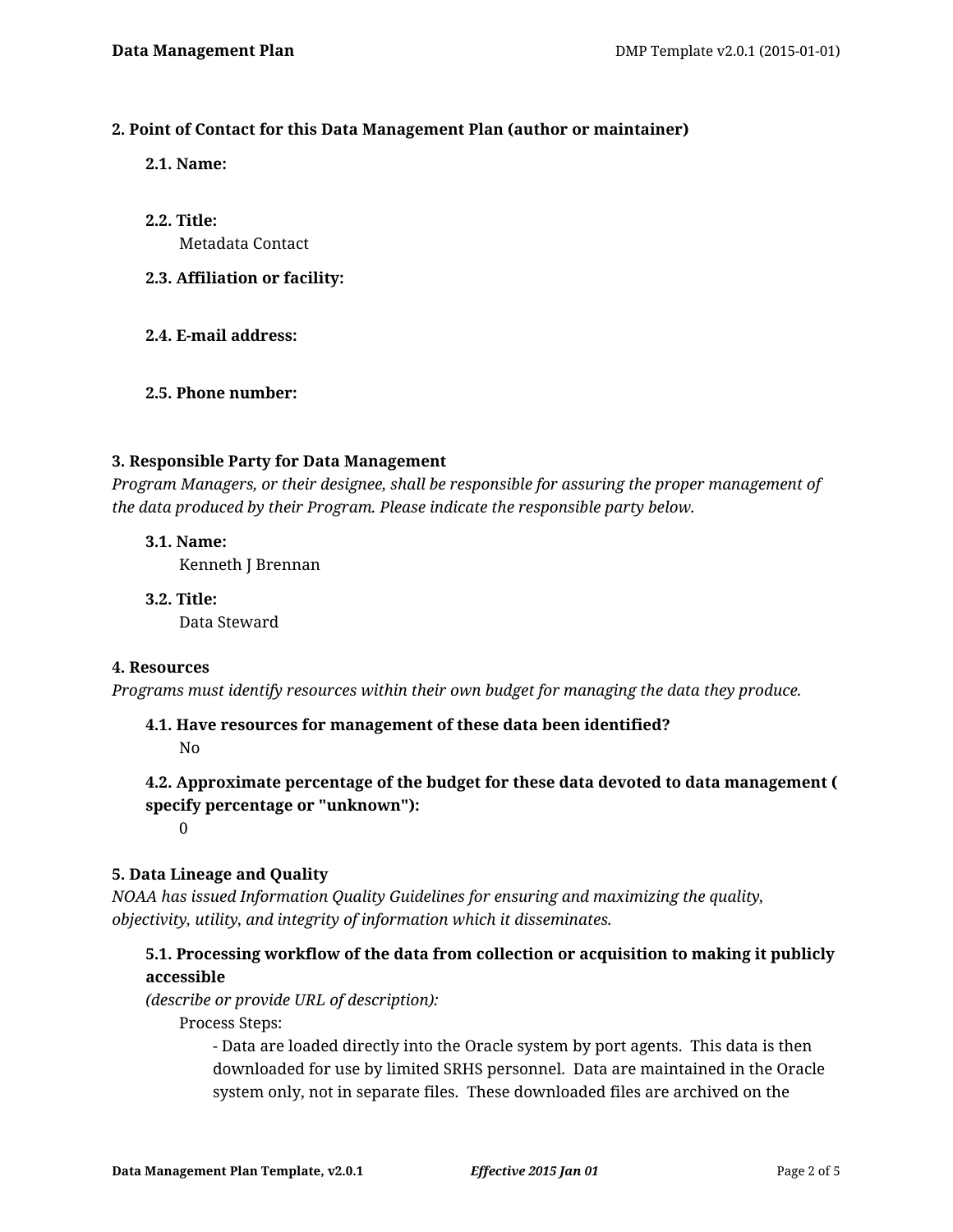### 2. Point of Contact for this Data Management Plan (author or maintainer)

**2.1. Name:**

**2.2. Title:**

Metadata Contact

**2.3. Affiliation or facility:**

**2.4. E-mail address:**

**2.5. Phone number:**

### 3. Responsible Party for Data Management

*Program Managers, or their designee, shall be responsible for assuring the proper management of the data produced by their Program. Please indicate the responsible party below.*

**3.1. Name:**

Kenneth J Brennan

**3.2. Title:**

Data Steward

### 4. Resources

*Programs must identify resources within their own budget for managing the data they produce.*

**4.1. Have resources for management of these data been identified?**

No

**4.2. Approximate percentage of the budget for these data devoted to data management ( specify percentage or "unknown"):**

0

### 5. Data Lineage and Quality

*NOAA has issued Information Quality Guidelines for ensuring and maximizing the quality, objectivity, utility, and integrity of information which it disseminates.*

**5.1. Processing workflow of the data from collection or acquisition to making it publicly accessible**

*(describe or provide URL of description):*

Process Steps:

- Data are loaded directly into the Oracle system by port agents. This data is then downloaded for use by limited SRHS personnel. Data are maintained in the Oracle system only, not in separate files. These downloaded files are archived on the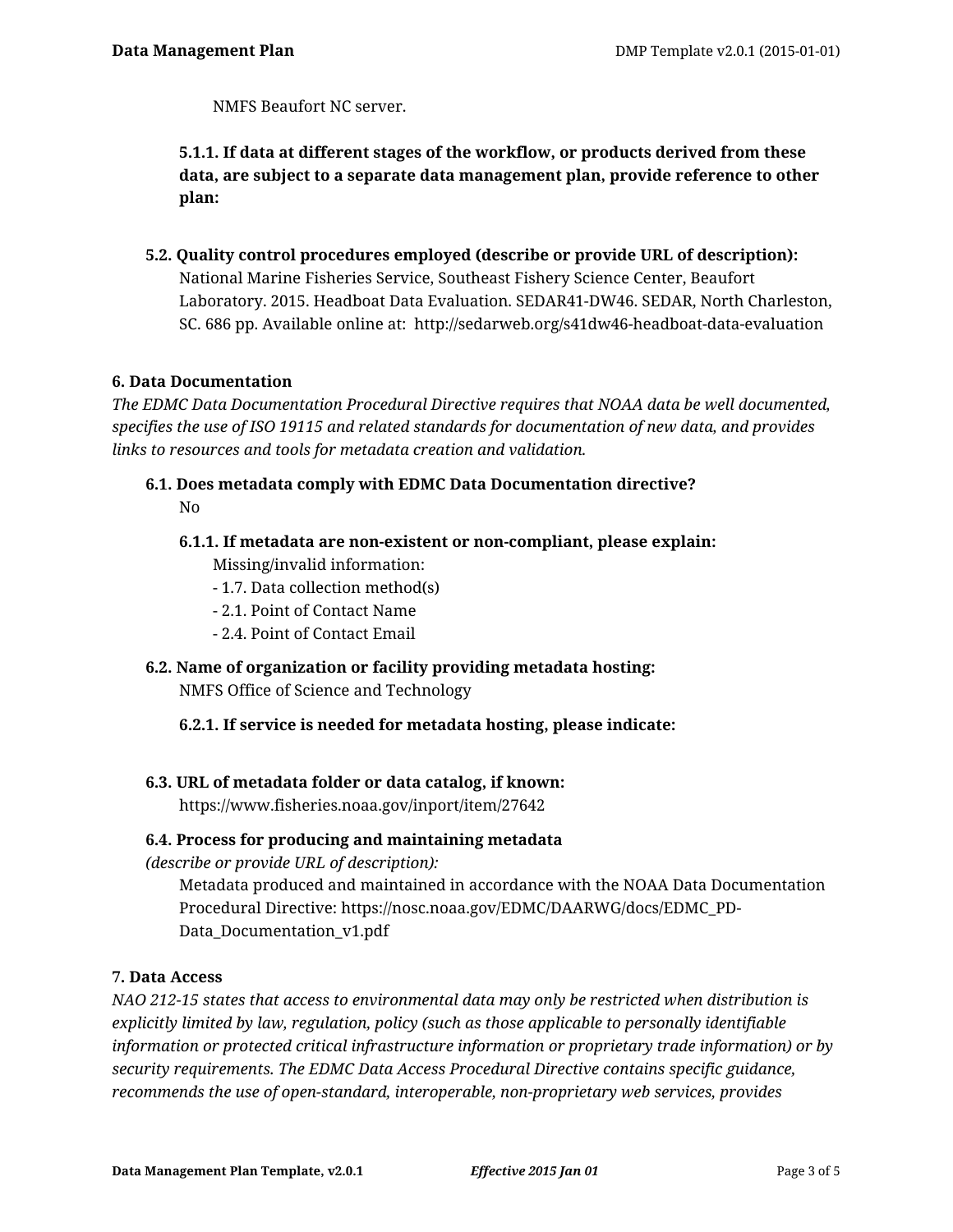NMFS Beaufort NC server.

**5.1.1. If data at different stages of the workflow, or products derived from these data, are subject to a separate data management plan, provide reference to other plan:**

**5.2. Quality control procedures employed (describe or provide URL of description):**

National Marine Fisheries Service, Southeast Fishery Science Center, Beaufort Laboratory. 2015. Headboat Data Evaluation. SEDAR41-DW46. SEDAR, North Charleston, SC. 686 pp. Available online at: http://sedarweb.org/s41dw46-headboat-data-evaluation

### 6. Data Documentation

*The EDMC Data Documentation Procedural Directive requires that NOAA data be well documented, specifies the use of ISO 19115 and related standards for documentation of new data, and provides links to resources and tools for metadata creation and validation.*

**6.1. Does metadata comply with EDMC Data Documentation directive?**

No

**6.1.1. If metadata are non-existent or non-compliant, please explain:**

Missing/invalid information:
- 1.7. Data collection method(s)
- 2.1. Point of Contact Name
- 2.4. Point of Contact Email

**6.2. Name of organization or facility providing metadata hosting:**

NMFS Office of Science and Technology

**6.2.1. If service is needed for metadata hosting, please indicate:**

**6.3. URL of metadata folder or data catalog, if known:**

https://www.fisheries.noaa.gov/inport/item/27642

**6.4. Process for producing and maintaining metadata**
*(describe or provide URL of description):*

Metadata produced and maintained in accordance with the NOAA Data Documentation Procedural Directive: https://nosc.noaa.gov/EDMC/DAARWG/docs/EDMC_PD-Data_Documentation_v1.pdf

### 7. Data Access

*NAO 212-15 states that access to environmental data may only be restricted when distribution is explicitly limited by law, regulation, policy (such as those applicable to personally identifiable information or protected critical infrastructure information or proprietary trade information) or by security requirements. The EDMC Data Access Procedural Directive contains specific guidance, recommends the use of open-standard, interoperable, non-proprietary web services, provides*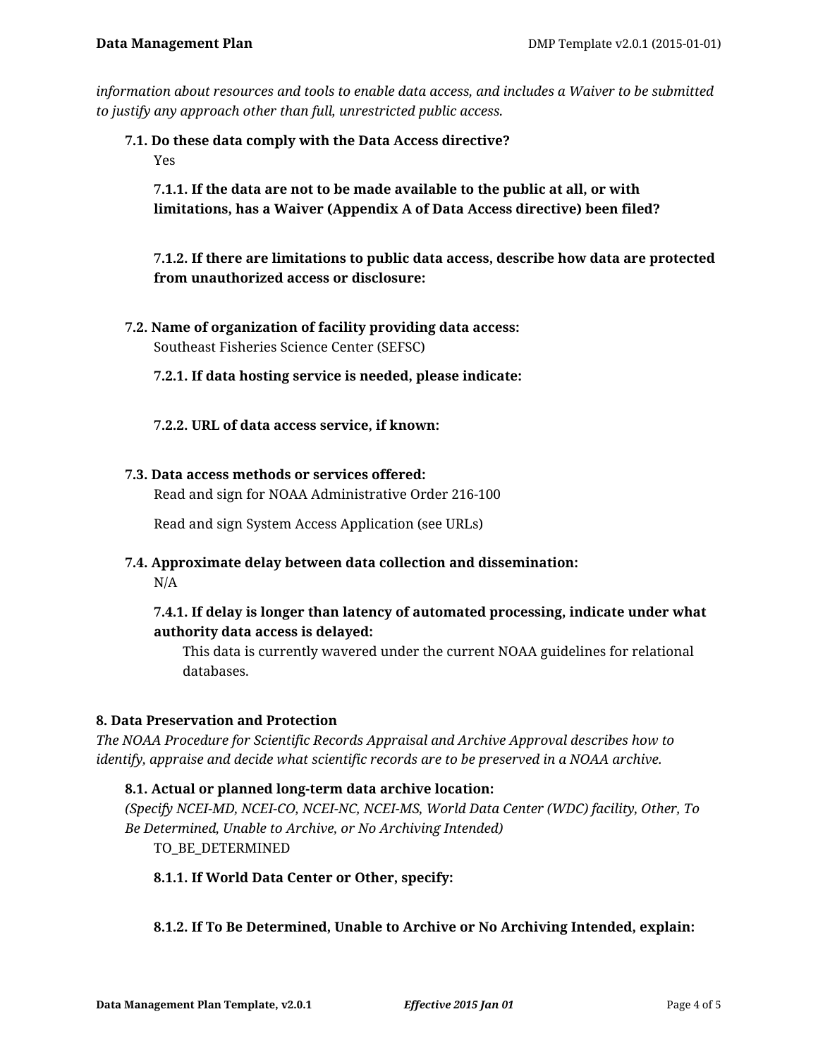*information about resources and tools to enable data access, and includes a Waiver to be submitted to justify any approach other than full, unrestricted public access.*

**7.1. Do these data comply with the Data Access directive?**

Yes

**7.1.1. If the data are not to be made available to the public at all, or with limitations, has a Waiver (Appendix A of Data Access directive) been filed?**

**7.1.2. If there are limitations to public data access, describe how data are protected from unauthorized access or disclosure:**

**7.2. Name of organization of facility providing data access:**

Southeast Fisheries Science Center (SEFSC)

**7.2.1. If data hosting service is needed, please indicate:**

**7.2.2. URL of data access service, if known:**

**7.3. Data access methods or services offered:**

Read and sign for NOAA Administrative Order 216-100

Read and sign System Access Application (see URLs)

**7.4. Approximate delay between data collection and dissemination:**

N/A

**7.4.1. If delay is longer than latency of automated processing, indicate under what authority data access is delayed:**

This data is currently wavered under the current NOAA guidelines for relational databases.

## 8. Data Preservation and Protection

*The NOAA Procedure for Scientific Records Appraisal and Archive Approval describes how to identify, appraise and decide what scientific records are to be preserved in a NOAA archive.*

**8.1. Actual or planned long-term data archive location:**

*(Specify NCEI-MD, NCEI-CO, NCEI-NC, NCEI-MS, World Data Center (WDC) facility, Other, To Be Determined, Unable to Archive, or No Archiving Intended)*

TO_BE_DETERMINED

**8.1.1. If World Data Center or Other, specify:**

**8.1.2. If To Be Determined, Unable to Archive or No Archiving Intended, explain:**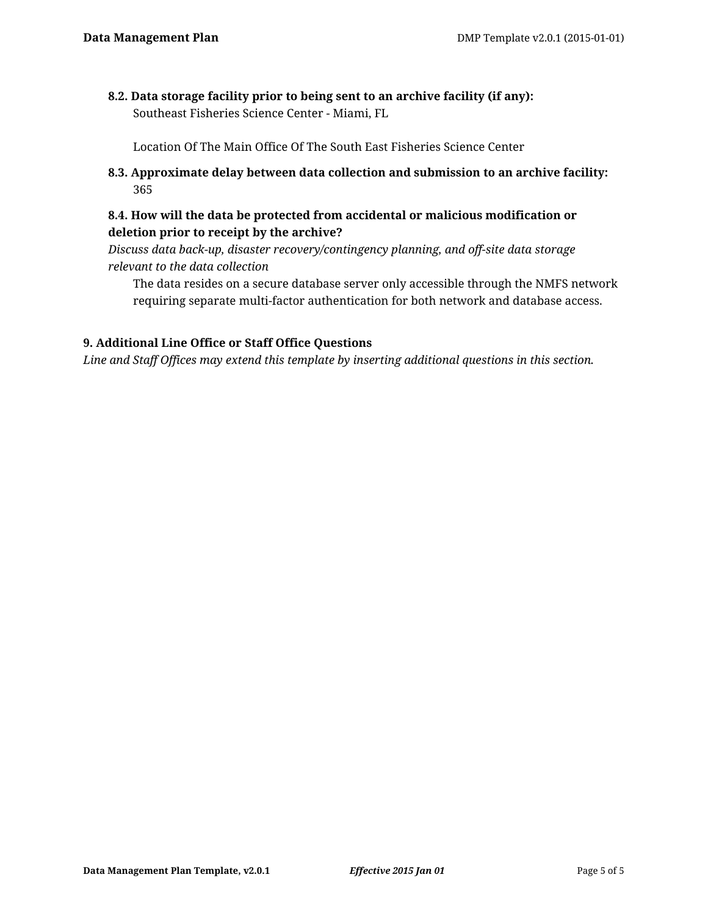**8.2. Data storage facility prior to being sent to an archive facility (if any):**

Southeast Fisheries Science Center - Miami, FL

Location Of The Main Office Of The South East Fisheries Science Center

**8.3. Approximate delay between data collection and submission to an archive facility:**

365

**8.4. How will the data be protected from accidental or malicious modification or deletion prior to receipt by the archive?**

*Discuss data back-up, disaster recovery/contingency planning, and off-site data storage relevant to the data collection*

The data resides on a secure database server only accessible through the NMFS network requiring separate multi-factor authentication for both network and database access.

### 9. Additional Line Office or Staff Office Questions

*Line and Staff Offices may extend this template by inserting additional questions in this section.*